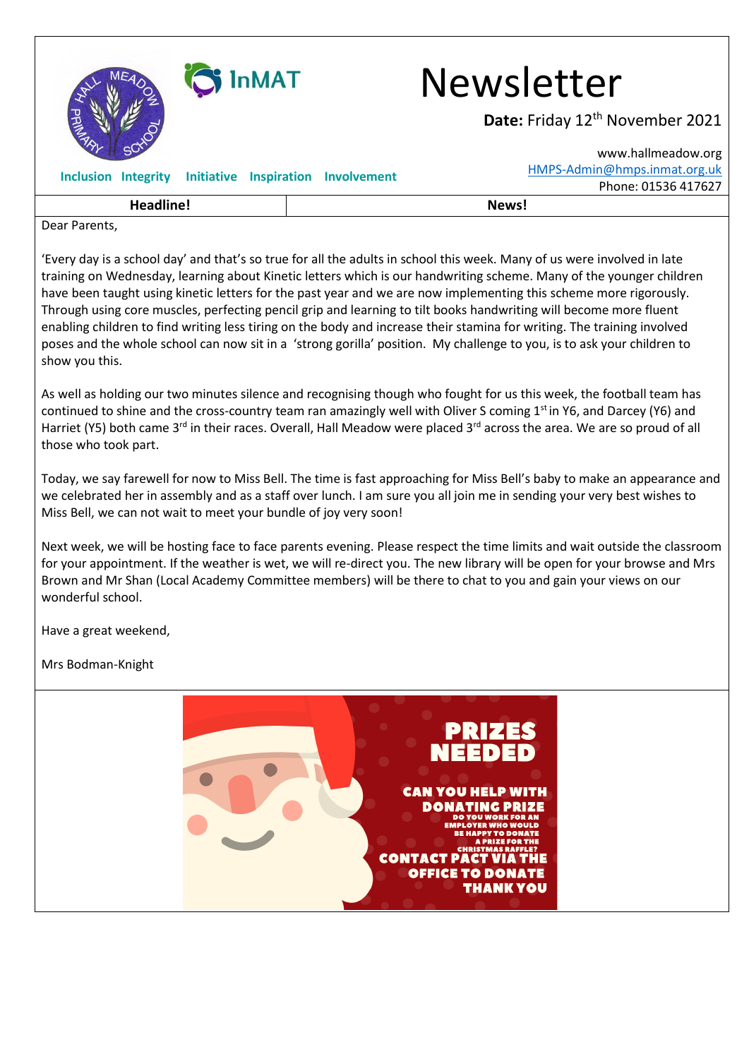InMAT

# Newsletter

**Date:** Friday 12th November 2021

www.hallmeadow.org
HMPS-Admin@hmps.inmat.org.uk
Phone: 01536 417627

**Inclusion Integrity Initiative Inspiration Involvement**

| Headline! | News! |
|---|---|

Dear Parents,

'Every day is a school day' and that's so true for all the adults in school this week. Many of us were involved in late training on Wednesday, learning about Kinetic letters which is our handwriting scheme. Many of the younger children have been taught using kinetic letters for the past year and we are now implementing this scheme more rigorously. Through using core muscles, perfecting pencil grip and learning to tilt books handwriting will become more fluent enabling children to find writing less tiring on the body and increase their stamina for writing. The training involved poses and the whole school can now sit in a 'strong gorilla' position. My challenge to you, is to ask your children to show you this.

As well as holding our two minutes silence and recognising though who fought for us this week, the football team has continued to shine and the cross-country team ran amazingly well with Oliver S coming 1st in Y6, and Darcey (Y6) and Harriet (Y5) both came 3rd in their races. Overall, Hall Meadow were placed 3rd across the area. We are so proud of all those who took part.

Today, we say farewell for now to Miss Bell. The time is fast approaching for Miss Bell's baby to make an appearance and we celebrated her in assembly and as a staff over lunch. I am sure you all join me in sending your very best wishes to Miss Bell, we can not wait to meet your bundle of joy very soon!

Next week, we will be hosting face to face parents evening. Please respect the time limits and wait outside the classroom for your appointment. If the weather is wet, we will re-direct you. The new library will be open for your browse and Mrs Brown and Mr Shan (Local Academy Committee members) will be there to chat to you and gain your views on our wonderful school.

Have a great weekend,

Mrs Bodman-Knight

**PRIZES NEEDED**

**CAN YOU HELP WITH DONATING PRIZE**

DO YOU WORK FOR AN EMPLOYER WHO WOULD BE HAPPY TO DONATE A PRIZE FOR THE CHRISTMAS RAFFLE?

**CONTACT PACT VIA THE OFFICE TO DONATE**

**THANK YOU**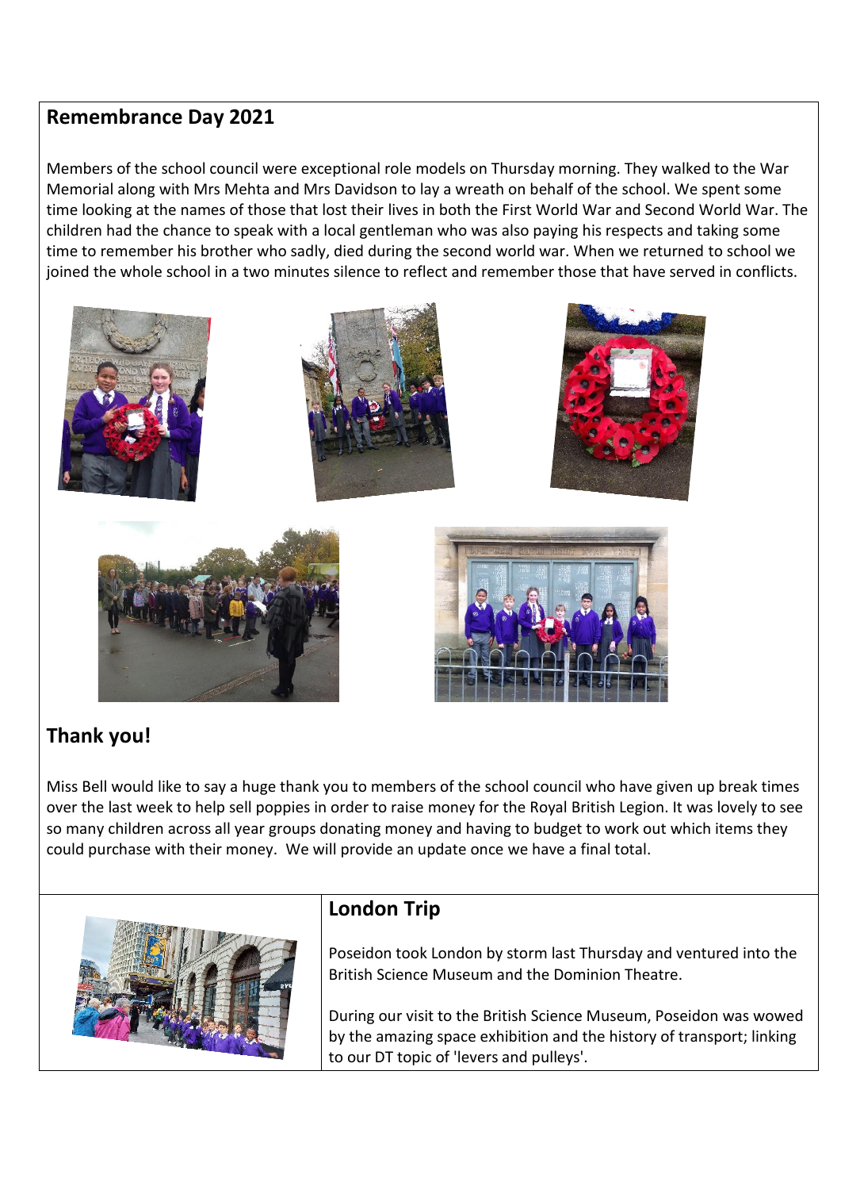## Remembrance Day 2021

Members of the school council were exceptional role models on Thursday morning. They walked to the War Memorial along with Mrs Mehta and Mrs Davidson to lay a wreath on behalf of the school. We spent some time looking at the names of those that lost their lives in both the First World War and Second World War. The children had the chance to speak with a local gentleman who was also paying his respects and taking some time to remember his brother who sadly, died during the second world war. When we returned to school we joined the whole school in a two minutes silence to reflect and remember those that have served in conflicts.

## Thank you!

Miss Bell would like to say a huge thank you to members of the school council who have given up break times over the last week to help sell poppies in order to raise money for the Royal British Legion. It was lovely to see so many children across all year groups donating money and having to budget to work out which items they could purchase with their money. We will provide an update once we have a final total.

## London Trip

Poseidon took London by storm last Thursday and ventured into the British Science Museum and the Dominion Theatre.

During our visit to the British Science Museum, Poseidon was wowed by the amazing space exhibition and the history of transport; linking to our DT topic of 'levers and pulleys'.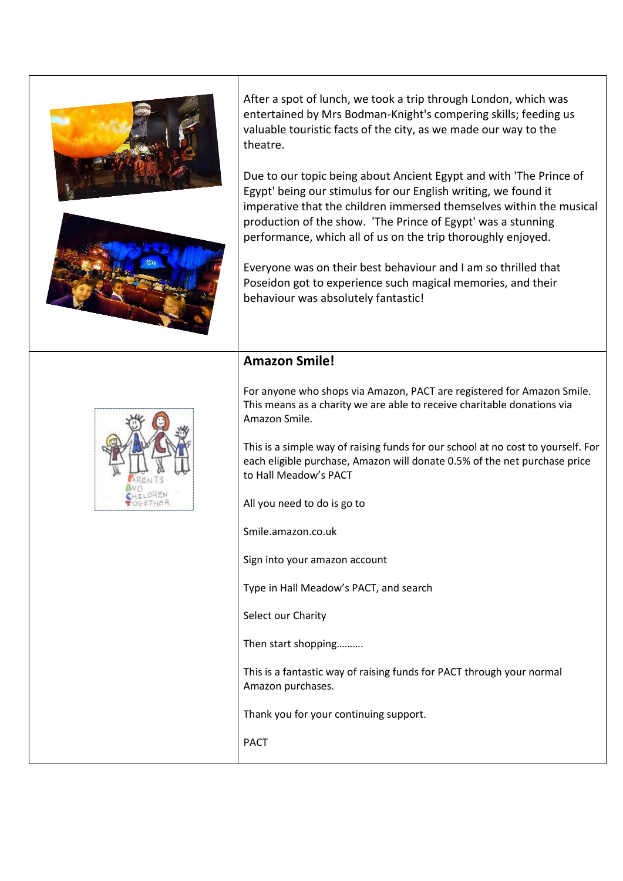After a spot of lunch, we took a trip through London, which was entertained by Mrs Bodman-Knight's compering skills; feeding us valuable touristic facts of the city, as we made our way to the theatre.

Due to our topic being about Ancient Egypt and with 'The Prince of Egypt' being our stimulus for our English writing, we found it imperative that the children immersed themselves within the musical production of the show. 'The Prince of Egypt' was a stunning performance, which all of us on the trip thoroughly enjoyed.

Everyone was on their best behaviour and I am so thrilled that Poseidon got to experience such magical memories, and their behaviour was absolutely fantastic!

## Amazon Smile!

For anyone who shops via Amazon, PACT are registered for Amazon Smile. This means as a charity we are able to receive charitable donations via Amazon Smile.

This is a simple way of raising funds for our school at no cost to yourself. For each eligible purchase, Amazon will donate 0.5% of the net purchase price to Hall Meadow's PACT

All you need to do is go to

Smile.amazon.co.uk

Sign into your amazon account

Type in Hall Meadow's PACT, and search

Select our Charity

Then start shopping……….

This is a fantastic way of raising funds for PACT through your normal Amazon purchases.

Thank you for your continuing support.

PACT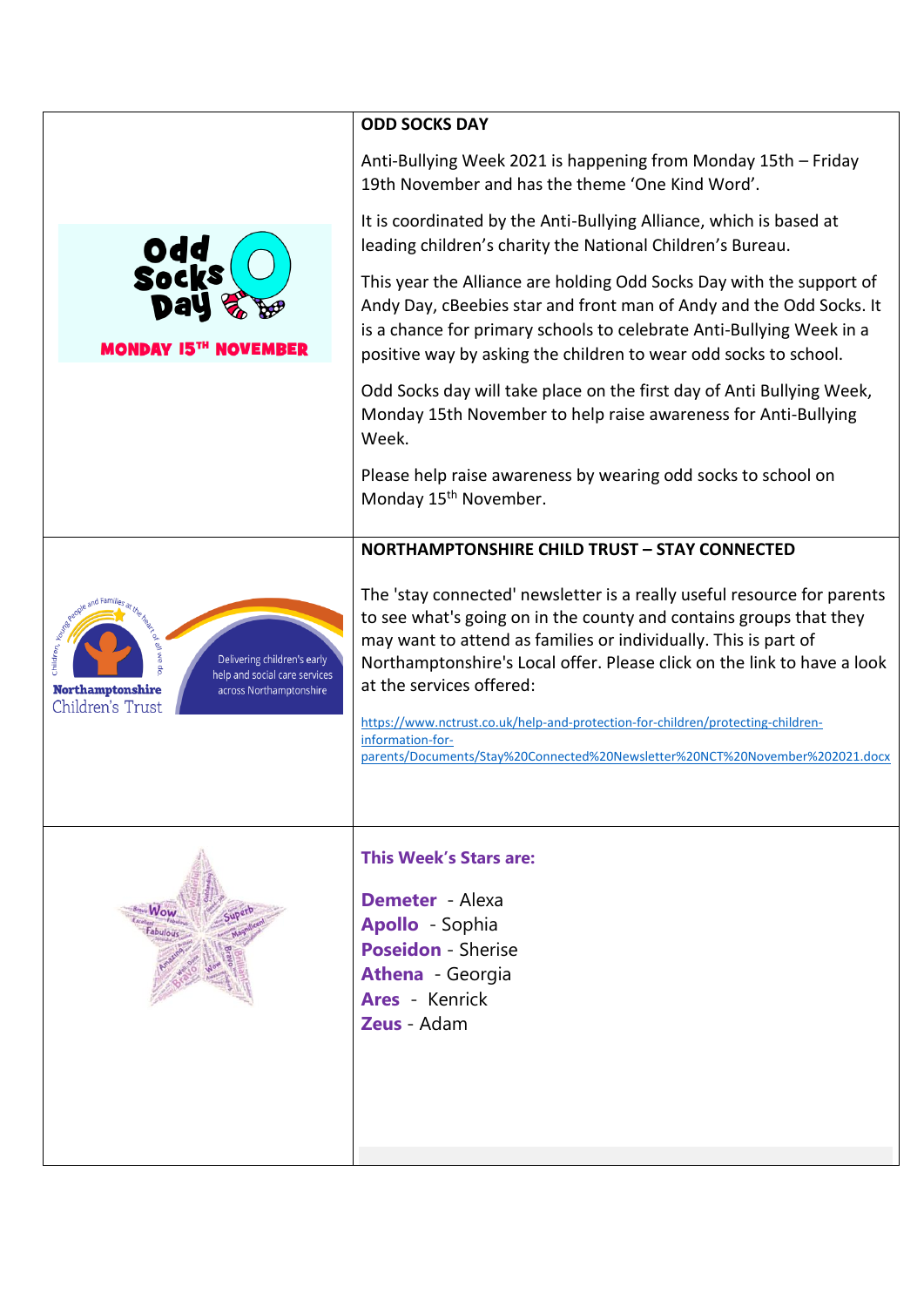## ODD SOCKS DAY

Anti-Bullying Week 2021 is happening from Monday 15th – Friday 19th November and has the theme 'One Kind Word'.

It is coordinated by the Anti-Bullying Alliance, which is based at leading children's charity the National Children's Bureau.

This year the Alliance are holding Odd Socks Day with the support of Andy Day, cBeebies star and front man of Andy and the Odd Socks. It is a chance for primary schools to celebrate Anti-Bullying Week in a positive way by asking the children to wear odd socks to school.

Odd Socks day will take place on the first day of Anti Bullying Week, Monday 15th November to help raise awareness for Anti-Bullying Week.

Please help raise awareness by wearing odd socks to school on Monday 15th November.

## NORTHAMPTONSHIRE CHILD TRUST – STAY CONNECTED

The 'stay connected' newsletter is a really useful resource for parents to see what's going on in the county and contains groups that they may want to attend as families or individually. This is part of Northamptonshire's Local offer. Please click on the link to have a look at the services offered:

https://www.nctrust.co.uk/help-and-protection-for-children/protecting-children-information-for-parents/Documents/Stay%20Connected%20Newsletter%20NCT%20November%202021.docx

## This Week's Stars are:

**Demeter** - Alexa
**Apollo** - Sophia
**Poseidon** - Sherise
**Athena** - Georgia
**Ares** - Kenrick
**Zeus** - Adam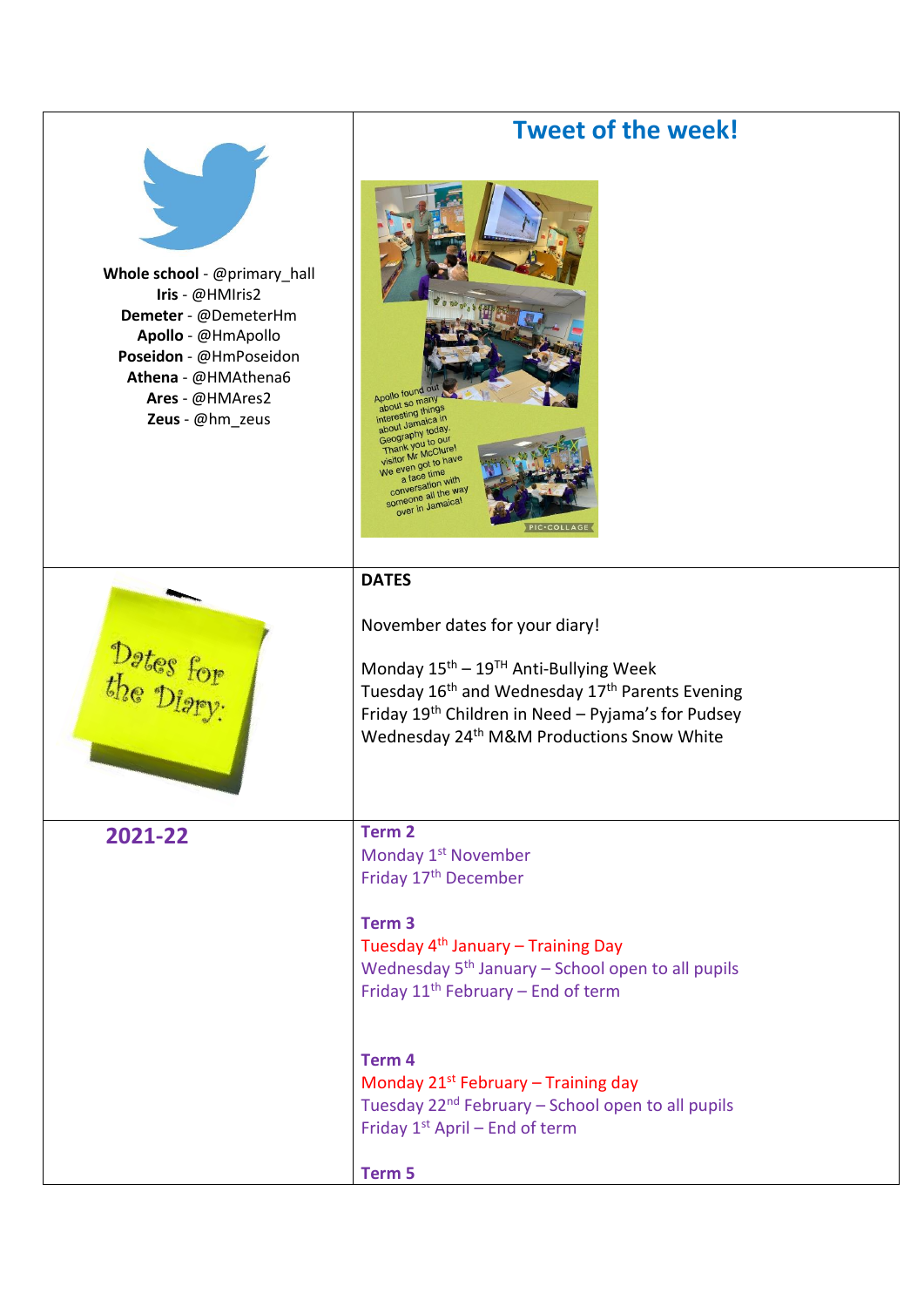**Whole school** - @primary_hall
**Iris** - @HMIris2
**Demeter** - @DemeterHm
**Apollo** - @HmApollo
**Poseidon** - @HmPoseidon
**Athena** - @HMAthena6
**Ares** - @HMAres2
**Zeus** - @hm_zeus

## Tweet of the week!

Apollo found out about so many interesting things about Jamaica in Geography today. Thank you to our visitor Mr McClure! We even got to have a face time conversation with someone all the way over in Jamaica!

Dates for the Diary:

**DATES**

November dates for your diary!

Monday 15th – 19TH Anti-Bullying Week
Tuesday 16th and Wednesday 17th Parents Evening
Friday 19th Children in Need – Pyjama's for Pudsey
Wednesday 24th M&M Productions Snow White

## 2021-22

**Term 2**
Monday 1st November
Friday 17th December

**Term 3**
Tuesday 4th January – Training Day
Wednesday 5th January – School open to all pupils
Friday 11th February – End of term

**Term 4**
Monday 21st February – Training day
Tuesday 22nd February – School open to all pupils
Friday 1st April – End of term

**Term 5**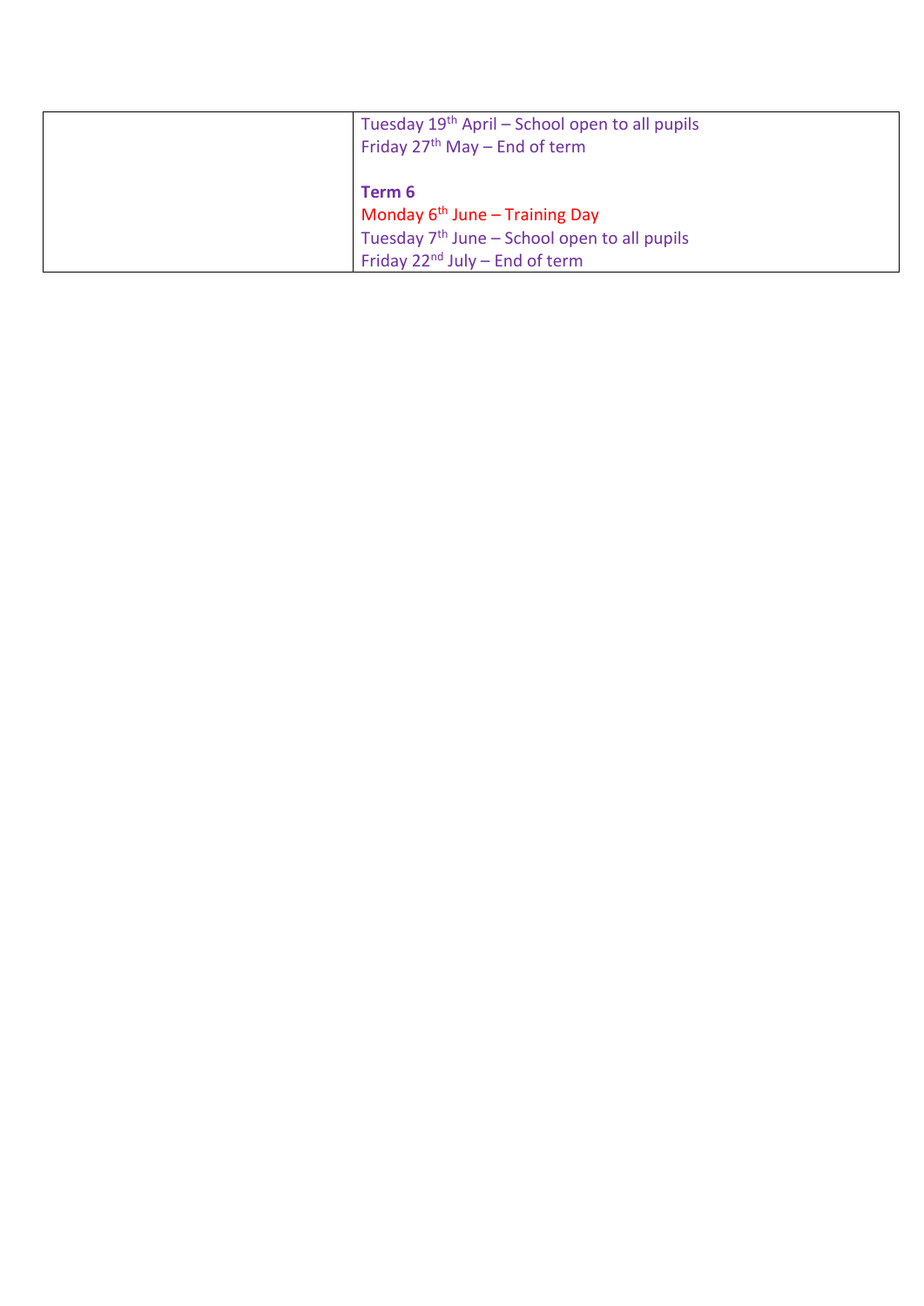| | |
|---|---|
| | Tuesday 19th April – School open to all pupils<br>Friday 27th May – End of term<br><br>**Term 6**<br>Monday 6th June – Training Day<br>Tuesday 7th June – School open to all pupils<br>Friday 22nd July – End of term |